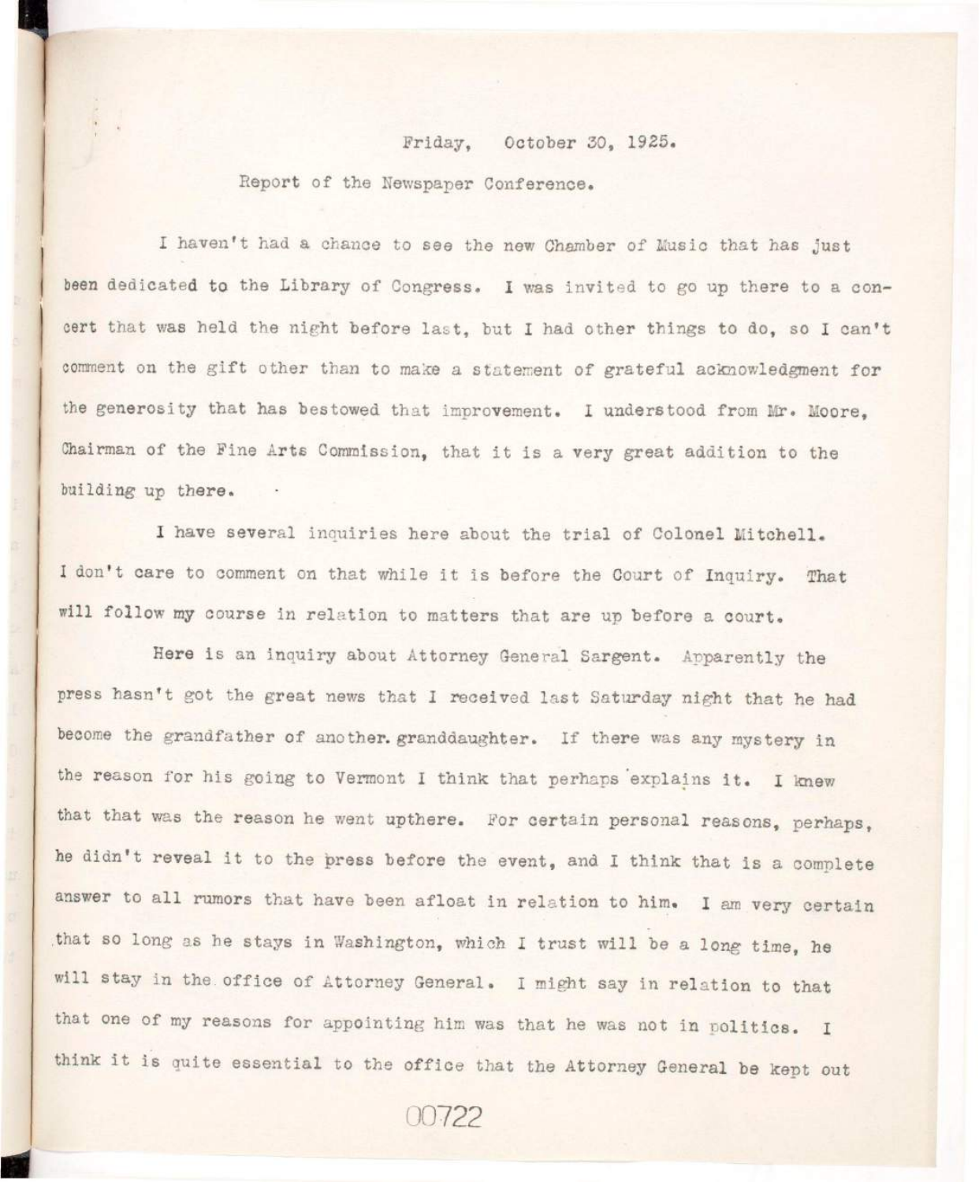Friday, October 30, 1925.

Report of the Newspaper Conference.

I haven't had a chance to see the new Chamber of Music that has just been dedicated to the Library of Congress. I was invited to go up there to a concert that was held the night before last, but I had other things to do, so I can't comment on the gift other than to make a statement of grateful acknowledgment for the generosity that has bestowed that improvement. I understood from Mr. Moore, Chairman of the Fine Arts Commission, that it is a very great addition to the building up there.

I have several inquiries here about the trial of Colonel Mitchell. I don't care to comment on that while it is before the Court of Inquiry. That will follow my course in relation to matters that are up before a court.

Here is an inquiry about Attorney General Sargent. Apparently the press hasn't got the great news that I received last Saturday night that he had become the grandfather of another. granddaughter. If there was any mystery in the reason for his going to Vermont I think that perhaps explains it. I knew that that was the reason he went upthere. For certain personal reasons, perhaps, he didn't reveal it to the press before the event, and I think that is a complete answer to all rumors that have been afloat in relation to him. I am very certain that so long as he stays in Washington, which I trust will be a long time, he will stay in the office of Attorney General. I might say in relation to that that one of my reasons for appointing him was that he was not in politics. I think it is quite essential to the office that the Attorney General be kept out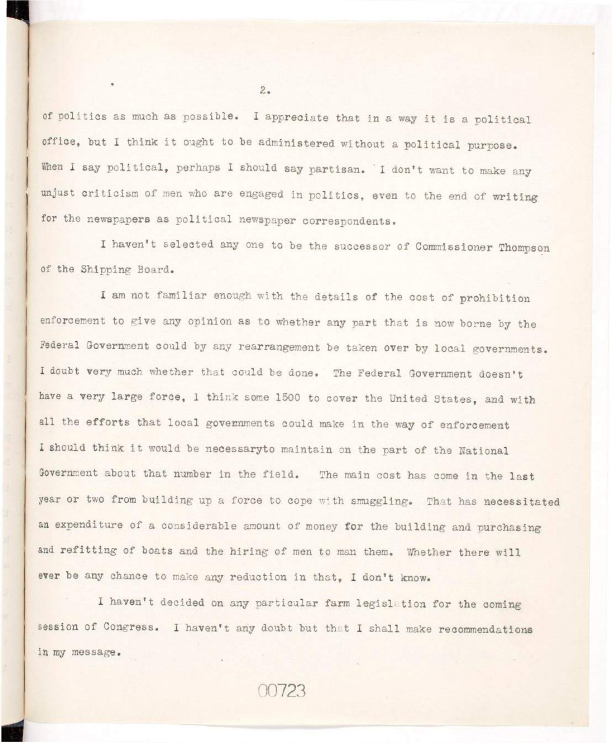of politics as much as possible. I appreciate that in a way it is a political office, but I think it ought to be administered without a political purpose. When I say political, perhaps I should say partisan. I don't want to make any unjust criticism of men who are engaged in politics, even to the end of writing for the newspapers as political newspaper correspondents.

I haven't selected any one to be the successor of Commissioner Thompson of the Shipping Board.

I am not familiar enough with the details of the cost of prohibition enforcement to give any opinion as to whether any part that is now borne by the Federal Government could by any rearrangement be taken over by local governments. I doubt very much whether that could be done. The Federal Government doesn't have a very large force, I think some 1500 to cover the United States, and with all the efforts that local governments could make in the way of enforcement I should think it would be necessaryto maintain on the part of the National Government about that number in the field. The main cost has come in the last year or two from building up a force to cope with smuggling. That has necessitated an expenditure of a considerable amount of money for the building and purchasing and refitting of boats and the hiring of men to man them. Whether there will ever be any chance to make any reduction in that, I don't know.

I haven't decided on any particular farm legislation for the coming session of Congress. I haven't any doubt but that I shall make recommendations in my message.

00723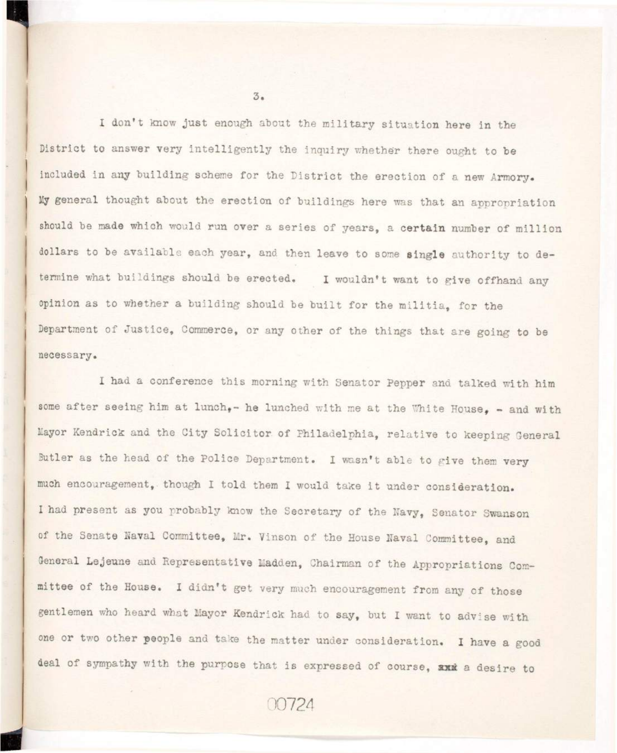I don't know just enough about the military situation here in the District to answer very intelligently the inquiry whether there ought to be included in any building scheme for the District the erection of a new Armory. My general thought about the erection of buildings here was that an appropriation should be made which would run over a series of years, a certain number of million dollars to be available each year, and then leave to some single authority to determine what buildings should be erected. I wouldn't want to give offhand any opinion as to whether a building should be built for the militia, for the Department of Justice, Commerce, or any other of the things that are going to be necessary.

I had a conference this morning with Senator Pepper and talked with him some after seeing him at lunch,- he lunched with me at the White House, - and with Mayor Kendrick and the City Solicitor of Philadelphia, relative to keeping General Butler as the head of the Police Department. I wasn't able to give them very much encouragement, though I told them I would take it under consideration. I had present as you probably know the Secretary of the Navy, Senator Swanson of the Senate Naval Committee, Mr. Vinson of the House Naval Committee, and General Lejeune and Representative Madden, Chairman of the Appropriations Committee of the House. I didn't get very much encouragement from any of those gentlemen who heard what Mayor Kendrick had to say, but I want to advise with one or two other people and take the matter under consideration. I have a good deal of sympathy with the purpose that is expressed of course, xxx a desire to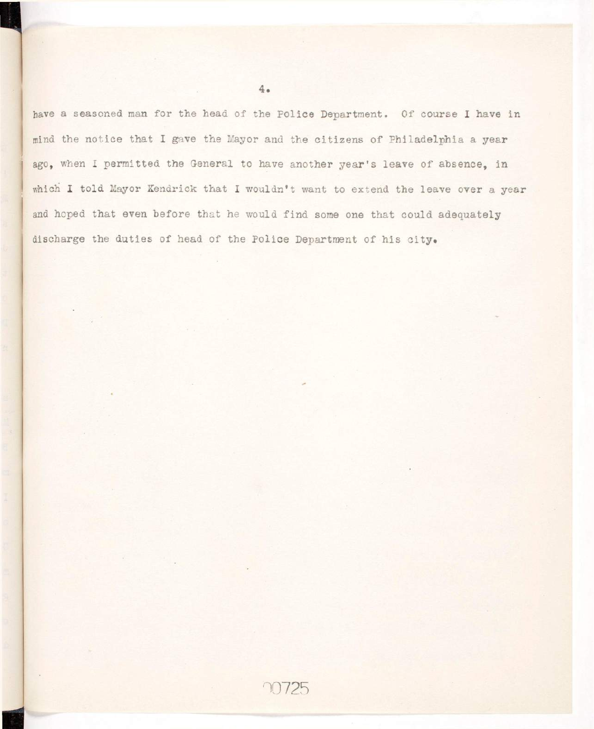have a seasoned man for the head of the Police Department. Of course I have in mind the notice that I gave the Mayor and the citizens of Philadelphia a year ago, when I permitted the General to have another year's leave of absence, in which I told Mayor Kendrick that I wouldn't want to extend the leave over a year and hoped that even before that he would find some one that could adequately discharge the duties of head of the Police Department of his city.